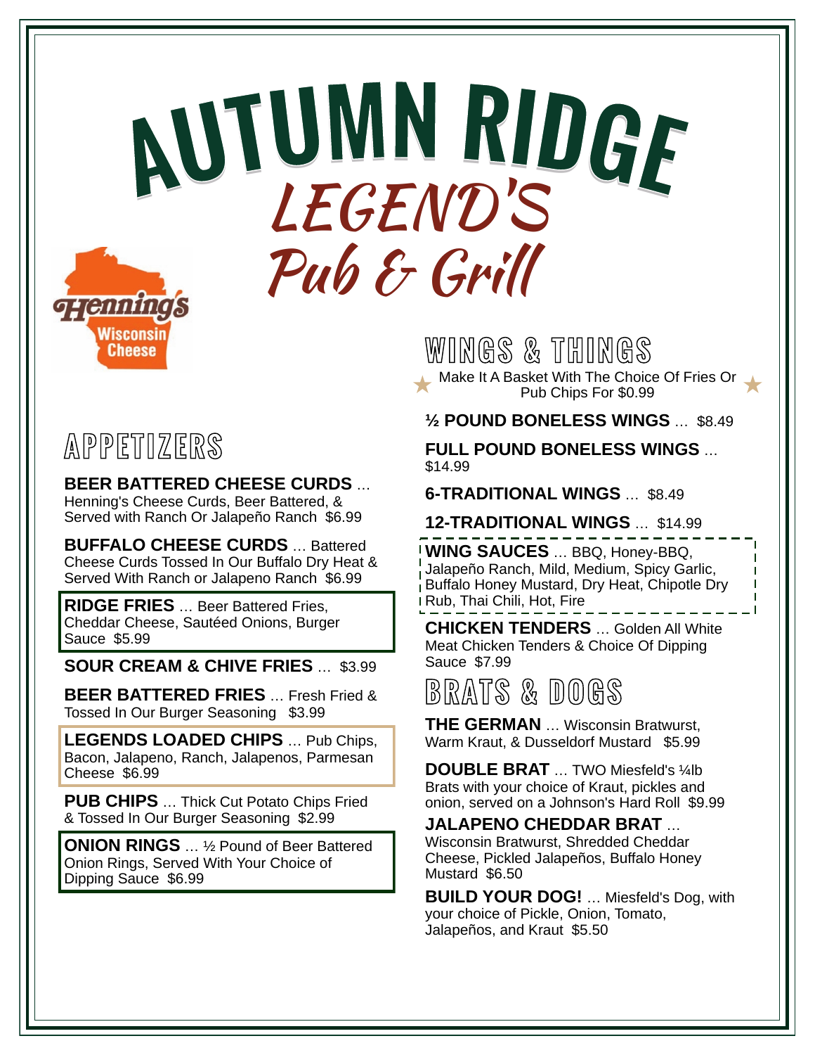# AUTUMN RIDGE LEGEND'S Pub & Grill

Henning's Wisconsin Cheese

## APPETIZERS

**BEER BATTERED CHEESE CURDS** ... Henning's Cheese Curds, Beer Battered, & Served with Ranch Or Jalapeño Ranch $6.99

**BUFFALO CHEESE CURDS** ... Battered Cheese Curds Tossed In Our Buffalo Dry Heat & Served With Ranch or Jalapeno Ranch $6.99

**RIDGE FRIES** ... Beer Battered Fries, Cheddar Cheese, Sautéed Onions, Burger Sauce $5.99

**SOUR CREAM & CHIVE FRIES** ... $3.99

**BEER BATTERED FRIES** ... Fresh Fried & Tossed In Our Burger Seasoning $3.99

**LEGENDS LOADED CHIPS** ... Pub Chips, Bacon, Jalapeno, Ranch, Jalapenos, Parmesan Cheese $6.99

**PUB CHIPS** ... Thick Cut Potato Chips Fried & Tossed In Our Burger Seasoning $2.99

**ONION RINGS** ... ½ Pound of Beer Battered Onion Rings, Served With Your Choice of Dipping Sauce $6.99

## WINGS & THINGS

★ Make It A Basket With The Choice Of Fries Or Pub Chips For $0.99 ★

**½ POUND BONELESS WINGS** ... $8.49

**FULL POUND BONELESS WINGS** ... $14.99

**6-TRADITIONAL WINGS** ... $8.49

**12-TRADITIONAL WINGS** ... $14.99

**WING SAUCES** ... BBQ, Honey-BBQ, Jalapeño Ranch, Mild, Medium, Spicy Garlic, Buffalo Honey Mustard, Dry Heat, Chipotle Dry Rub, Thai Chili, Hot, Fire

**CHICKEN TENDERS** ... Golden All White Meat Chicken Tenders & Choice Of Dipping Sauce $7.99

## BRATS & DOGS

**THE GERMAN** ... Wisconsin Bratwurst, Warm Kraut, & Dusseldorf Mustard $5.99

**DOUBLE BRAT** ... TWO Miesfeld's ¼lb Brats with your choice of Kraut, pickles and onion, served on a Johnson's Hard Roll $9.99

**JALAPENO CHEDDAR BRAT** ... Wisconsin Bratwurst, Shredded Cheddar Cheese, Pickled Jalapeños, Buffalo Honey Mustard $6.50

**BUILD YOUR DOG!** ... Miesfeld's Dog, with your choice of Pickle, Onion, Tomato, Jalapeños, and Kraut $5.50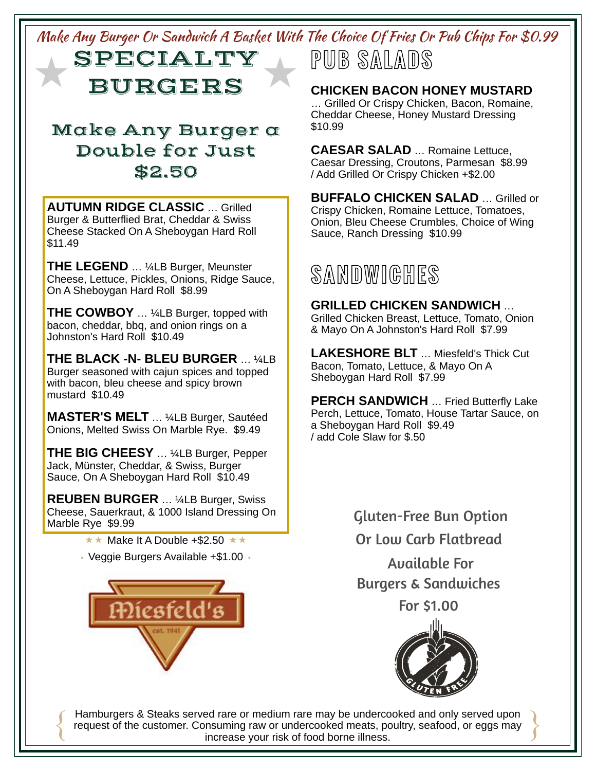*Make Any Burger Or Sandwich A Basket With The Choice Of Fries Or Pub Chips For $0.99*

# SPECIALTY BURGERS

## Make Any Burger a Double for Just $2.50

**AUTUMN RIDGE CLASSIC** … Grilled Burger & Butterflied Brat, Cheddar & Swiss Cheese Stacked On A Sheboygan Hard Roll $11.49

**THE LEGEND** … ¼LB Burger, Meunster Cheese, Lettuce, Pickles, Onions, Ridge Sauce, On A Sheboygan Hard Roll $8.99

**THE COWBOY** … ¼LB Burger, topped with bacon, cheddar, bbq, and onion rings on a Johnston's Hard Roll $10.49

**THE BLACK -N- BLEU BURGER** … ¼LB Burger seasoned with cajun spices and topped with bacon, bleu cheese and spicy brown mustard $10.49

**MASTER'S MELT** … ¼LB Burger, Sautéed Onions, Melted Swiss On Marble Rye. $9.49

**THE BIG CHEESY** … ¼LB Burger, Pepper Jack, Münster, Cheddar, & Swiss, Burger Sauce, On A Sheboygan Hard Roll $10.49

**REUBEN BURGER** … ¼LB Burger, Swiss Cheese, Sauerkraut, & 1000 Island Dressing On Marble Rye $9.99

★★ Make It A Double +$2.50 ★★

• Veggie Burgers Available +$1.00 •

Miesfeld's est. 1941

# PUB SALADS

**CHICKEN BACON HONEY MUSTARD**
… Grilled Or Crispy Chicken, Bacon, Romaine, Cheddar Cheese, Honey Mustard Dressing $10.99

**CAESAR SALAD** … Romaine Lettuce, Caesar Dressing, Croutons, Parmesan $8.99 / Add Grilled Or Crispy Chicken +$2.00

**BUFFALO CHICKEN SALAD** … Grilled or Crispy Chicken, Romaine Lettuce, Tomatoes, Onion, Bleu Cheese Crumbles, Choice of Wing Sauce, Ranch Dressing $10.99

# SANDWICHES

**GRILLED CHICKEN SANDWICH** … Grilled Chicken Breast, Lettuce, Tomato, Onion & Mayo On A Johnston's Hard Roll $7.99

**LAKESHORE BLT** … Miesfeld's Thick Cut Bacon, Tomato, Lettuce, & Mayo On A Sheboygan Hard Roll $7.99

**PERCH SANDWICH** … Fried Butterfly Lake Perch, Lettuce, Tomato, House Tartar Sauce, on a Sheboygan Hard Roll $9.49
/ add Cole Slaw for $.50

Gluten-Free Bun Option
Or Low Carb Flatbread
Available For
Burgers & Sandwiches
For $1.00

GLUTEN FREE

Hamburgers & Steaks served rare or medium rare may be undercooked and only served upon request of the customer. Consuming raw or undercooked meats, poultry, seafood, or eggs may increase your risk of food borne illness.